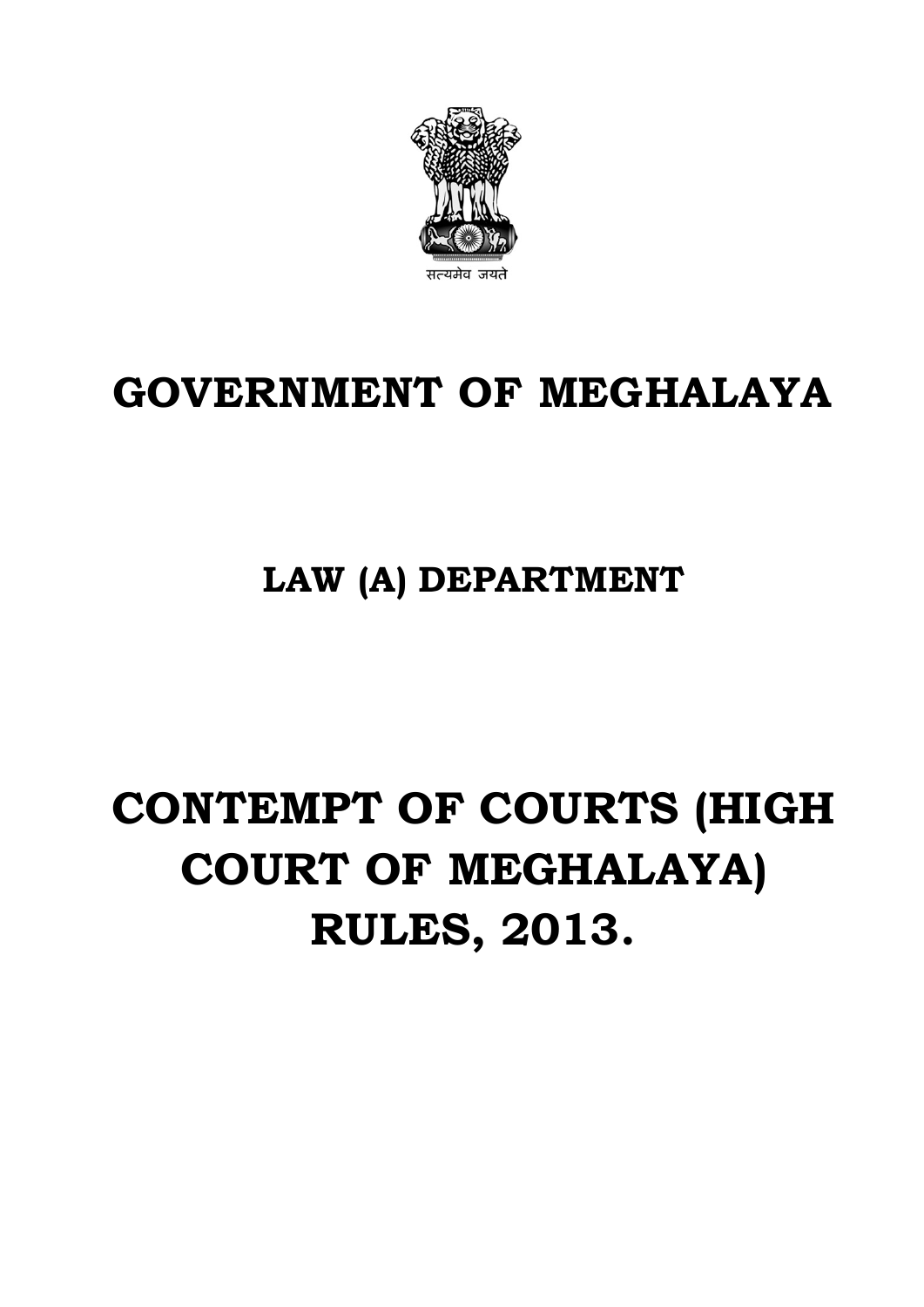सत्यमेव जयते

# GOVERNMENT OF MEGHALAYA

## LAW (A) DEPARTMENT

# CONTEMPT OF COURTS (HIGH COURT OF MEGHALAYA) RULES, 2013.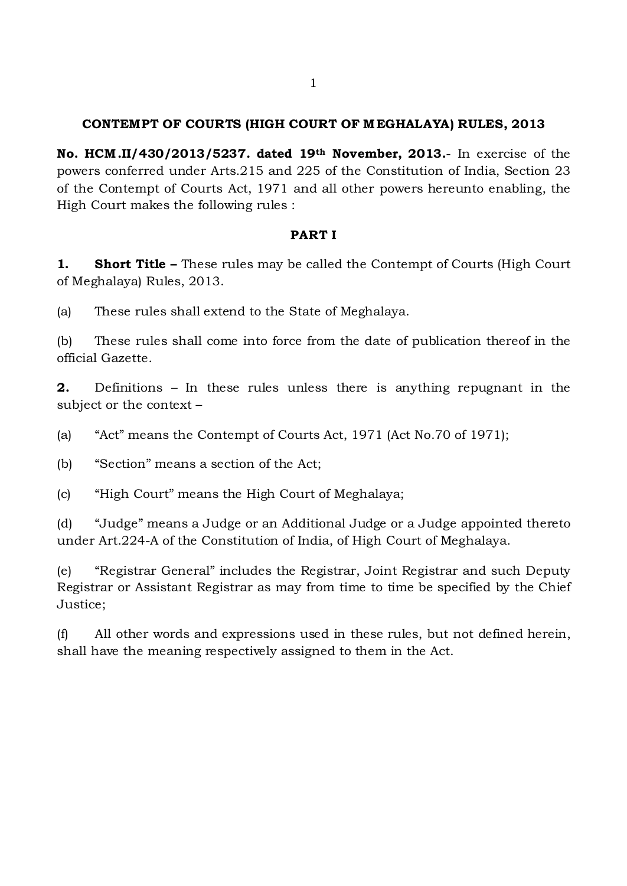## CONTEMPT OF COURTS (HIGH COURT OF MEGHALAYA) RULES, 2013

**No. HCM.II/430/2013/5237. dated 19th November, 2013.**- In exercise of the powers conferred under Arts.215 and 225 of the Constitution of India, Section 23 of the Contempt of Courts Act, 1971 and all other powers hereunto enabling, the High Court makes the following rules :

### PART I

**1. Short Title –** These rules may be called the Contempt of Courts (High Court of Meghalaya) Rules, 2013.

(a) These rules shall extend to the State of Meghalaya.

(b) These rules shall come into force from the date of publication thereof in the official Gazette.

**2.** Definitions – In these rules unless there is anything repugnant in the subject or the context –

(a) "Act" means the Contempt of Courts Act, 1971 (Act No.70 of 1971);

(b) "Section" means a section of the Act;

(c) "High Court" means the High Court of Meghalaya;

(d) "Judge" means a Judge or an Additional Judge or a Judge appointed thereto under Art.224-A of the Constitution of India, of High Court of Meghalaya.

(e) "Registrar General" includes the Registrar, Joint Registrar and such Deputy Registrar or Assistant Registrar as may from time to time be specified by the Chief Justice;

(f) All other words and expressions used in these rules, but not defined herein, shall have the meaning respectively assigned to them in the Act.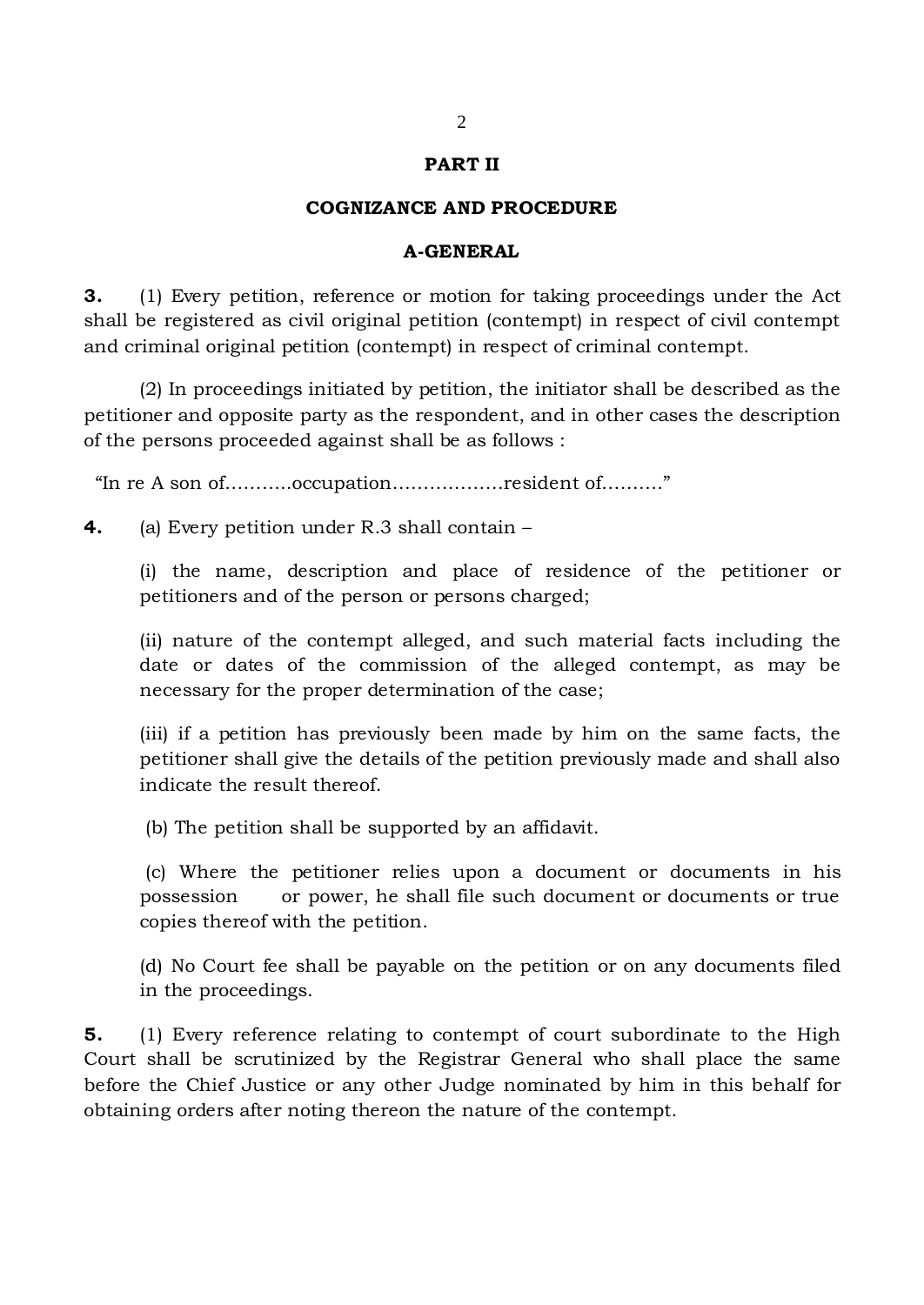## PART II

## COGNIZANCE AND PROCEDURE

### A-GENERAL

**3.** (1) Every petition, reference or motion for taking proceedings under the Act shall be registered as civil original petition (contempt) in respect of civil contempt and criminal original petition (contempt) in respect of criminal contempt.

(2) In proceedings initiated by petition, the initiator shall be described as the petitioner and opposite party as the respondent, and in other cases the description of the persons proceeded against shall be as follows :

"In re A son of...........occupation..................resident of.........."

**4.** (a) Every petition under R.3 shall contain –

(i) the name, description and place of residence of the petitioner or petitioners and of the person or persons charged;

(ii) nature of the contempt alleged, and such material facts including the date or dates of the commission of the alleged contempt, as may be necessary for the proper determination of the case;

(iii) if a petition has previously been made by him on the same facts, the petitioner shall give the details of the petition previously made and shall also indicate the result thereof.

(b) The petition shall be supported by an affidavit.

(c) Where the petitioner relies upon a document or documents in his possession or power, he shall file such document or documents or true copies thereof with the petition.

(d) No Court fee shall be payable on the petition or on any documents filed in the proceedings.

**5.** (1) Every reference relating to contempt of court subordinate to the High Court shall be scrutinized by the Registrar General who shall place the same before the Chief Justice or any other Judge nominated by him in this behalf for obtaining orders after noting thereon the nature of the contempt.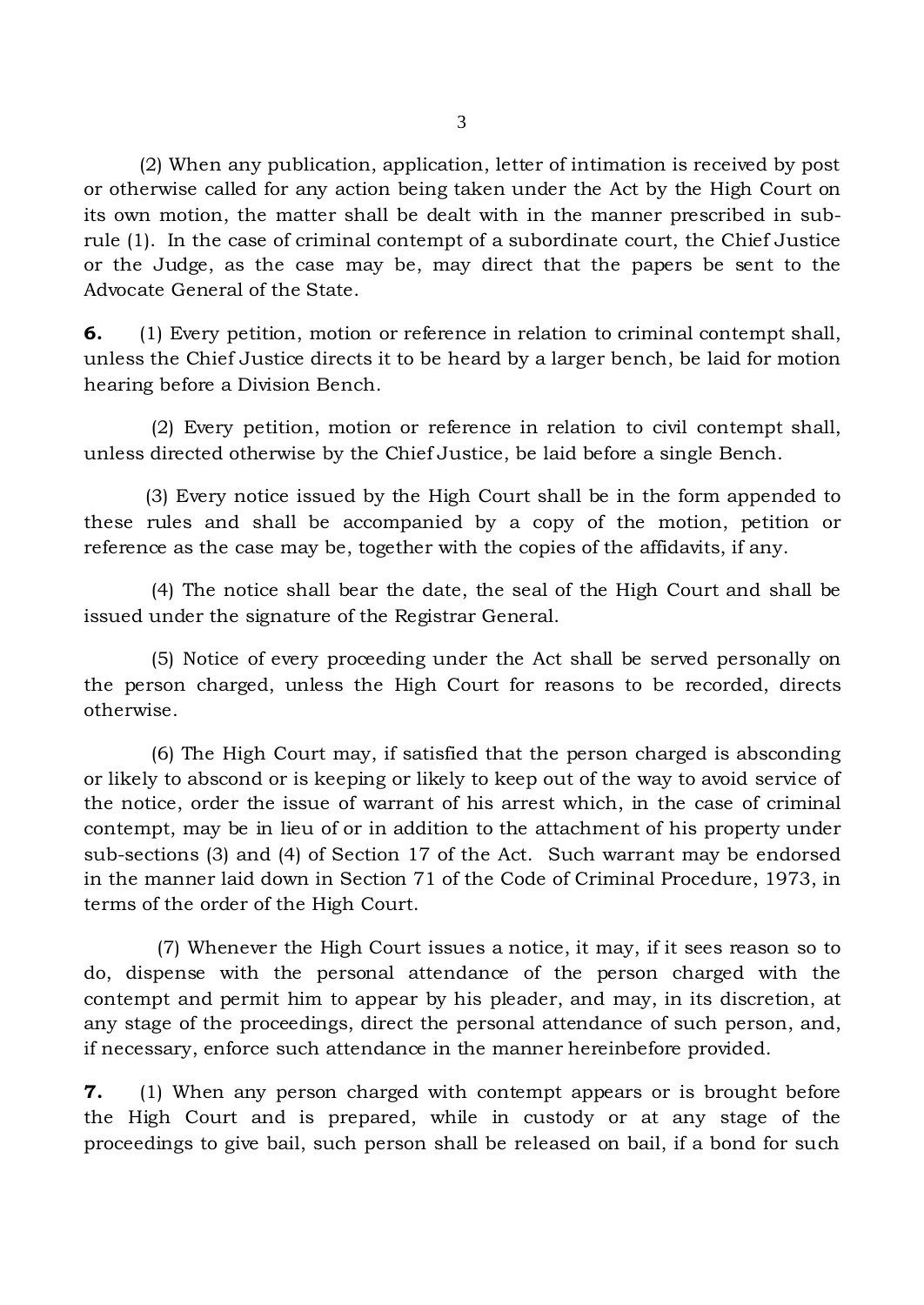(2) When any publication, application, letter of intimation is received by post or otherwise called for any action being taken under the Act by the High Court on its own motion, the matter shall be dealt with in the manner prescribed in sub-rule (1). In the case of criminal contempt of a subordinate court, the Chief Justice or the Judge, as the case may be, may direct that the papers be sent to the Advocate General of the State.

**6.** (1) Every petition, motion or reference in relation to criminal contempt shall, unless the Chief Justice directs it to be heard by a larger bench, be laid for motion hearing before a Division Bench.

(2) Every petition, motion or reference in relation to civil contempt shall, unless directed otherwise by the Chief Justice, be laid before a single Bench.

(3) Every notice issued by the High Court shall be in the form appended to these rules and shall be accompanied by a copy of the motion, petition or reference as the case may be, together with the copies of the affidavits, if any.

(4) The notice shall bear the date, the seal of the High Court and shall be issued under the signature of the Registrar General.

(5) Notice of every proceeding under the Act shall be served personally on the person charged, unless the High Court for reasons to be recorded, directs otherwise.

(6) The High Court may, if satisfied that the person charged is absconding or likely to abscond or is keeping or likely to keep out of the way to avoid service of the notice, order the issue of warrant of his arrest which, in the case of criminal contempt, may be in lieu of or in addition to the attachment of his property under sub-sections (3) and (4) of Section 17 of the Act. Such warrant may be endorsed in the manner laid down in Section 71 of the Code of Criminal Procedure, 1973, in terms of the order of the High Court.

(7) Whenever the High Court issues a notice, it may, if it sees reason so to do, dispense with the personal attendance of the person charged with the contempt and permit him to appear by his pleader, and may, in its discretion, at any stage of the proceedings, direct the personal attendance of such person, and, if necessary, enforce such attendance in the manner hereinbefore provided.

**7.** (1) When any person charged with contempt appears or is brought before the High Court and is prepared, while in custody or at any stage of the proceedings to give bail, such person shall be released on bail, if a bond for such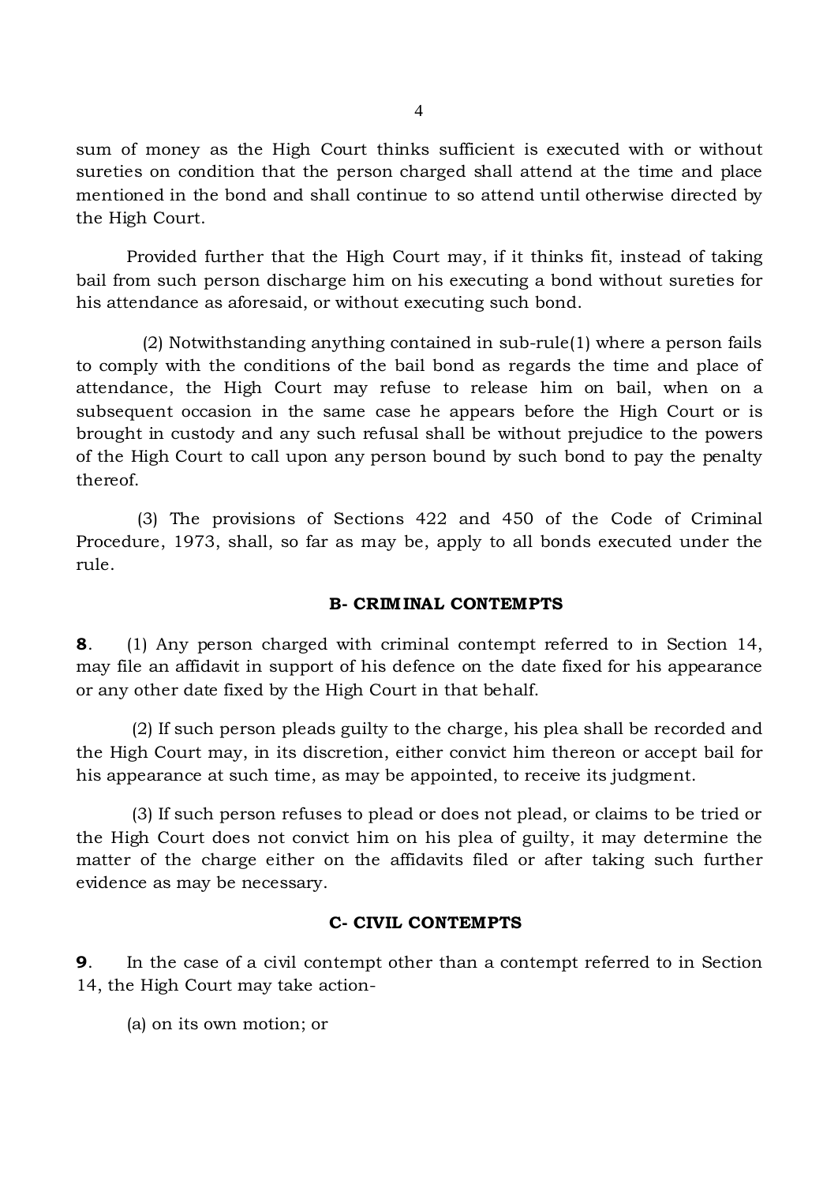sum of money as the High Court thinks sufficient is executed with or without sureties on condition that the person charged shall attend at the time and place mentioned in the bond and shall continue to so attend until otherwise directed by the High Court.

Provided further that the High Court may, if it thinks fit, instead of taking bail from such person discharge him on his executing a bond without sureties for his attendance as aforesaid, or without executing such bond.

(2) Notwithstanding anything contained in sub-rule(1) where a person fails to comply with the conditions of the bail bond as regards the time and place of attendance, the High Court may refuse to release him on bail, when on a subsequent occasion in the same case he appears before the High Court or is brought in custody and any such refusal shall be without prejudice to the powers of the High Court to call upon any person bound by such bond to pay the penalty thereof.

(3) The provisions of Sections 422 and 450 of the Code of Criminal Procedure, 1973, shall, so far as may be, apply to all bonds executed under the rule.

### B- CRIMINAL CONTEMPTS

**8**. (1) Any person charged with criminal contempt referred to in Section 14, may file an affidavit in support of his defence on the date fixed for his appearance or any other date fixed by the High Court in that behalf.

(2) If such person pleads guilty to the charge, his plea shall be recorded and the High Court may, in its discretion, either convict him thereon or accept bail for his appearance at such time, as may be appointed, to receive its judgment.

(3) If such person refuses to plead or does not plead, or claims to be tried or the High Court does not convict him on his plea of guilty, it may determine the matter of the charge either on the affidavits filed or after taking such further evidence as may be necessary.

### C- CIVIL CONTEMPTS

**9**. In the case of a civil contempt other than a contempt referred to in Section 14, the High Court may take action-

(a) on its own motion; or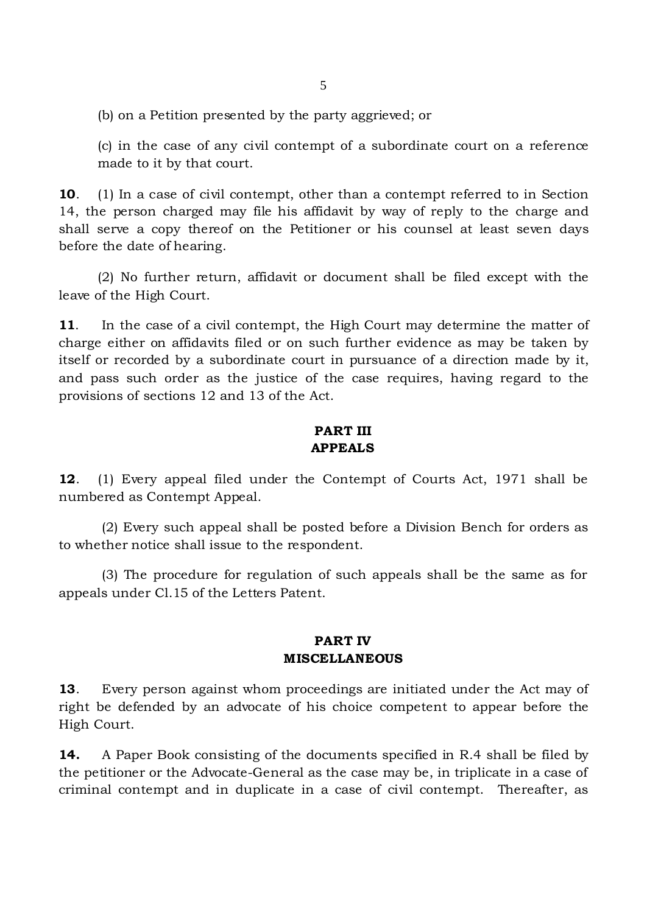(b) on a Petition presented by the party aggrieved; or

(c) in the case of any civil contempt of a subordinate court on a reference made to it by that court.

**10**. (1) In a case of civil contempt, other than a contempt referred to in Section 14, the person charged may file his affidavit by way of reply to the charge and shall serve a copy thereof on the Petitioner or his counsel at least seven days before the date of hearing.

(2) No further return, affidavit or document shall be filed except with the leave of the High Court.

**11**. In the case of a civil contempt, the High Court may determine the matter of charge either on affidavits filed or on such further evidence as may be taken by itself or recorded by a subordinate court in pursuance of a direction made by it, and pass such order as the justice of the case requires, having regard to the provisions of sections 12 and 13 of the Act.

## PART III
## APPEALS

**12**. (1) Every appeal filed under the Contempt of Courts Act, 1971 shall be numbered as Contempt Appeal.

(2) Every such appeal shall be posted before a Division Bench for orders as to whether notice shall issue to the respondent.

(3) The procedure for regulation of such appeals shall be the same as for appeals under Cl.15 of the Letters Patent.

## PART IV
## MISCELLANEOUS

**13**. Every person against whom proceedings are initiated under the Act may of right be defended by an advocate of his choice competent to appear before the High Court.

**14.** A Paper Book consisting of the documents specified in R.4 shall be filed by the petitioner or the Advocate-General as the case may be, in triplicate in a case of criminal contempt and in duplicate in a case of civil contempt. Thereafter, as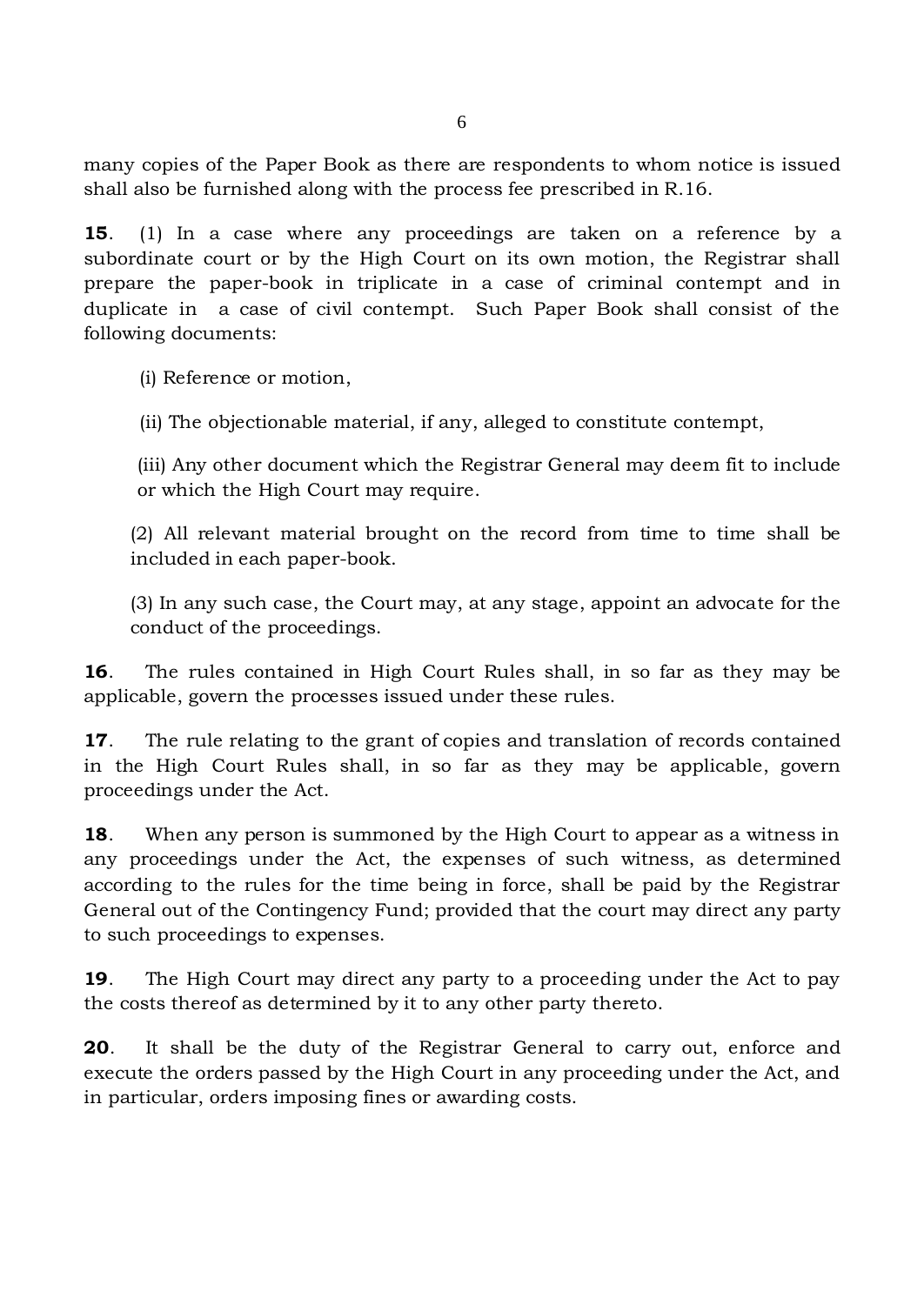many copies of the Paper Book as there are respondents to whom notice is issued shall also be furnished along with the process fee prescribed in R.16.

**15**. (1) In a case where any proceedings are taken on a reference by a subordinate court or by the High Court on its own motion, the Registrar shall prepare the paper-book in triplicate in a case of criminal contempt and in duplicate in a case of civil contempt. Such Paper Book shall consist of the following documents:

(i) Reference or motion,

(ii) The objectionable material, if any, alleged to constitute contempt,

(iii) Any other document which the Registrar General may deem fit to include or which the High Court may require.

(2) All relevant material brought on the record from time to time shall be included in each paper-book.

(3) In any such case, the Court may, at any stage, appoint an advocate for the conduct of the proceedings.

**16**. The rules contained in High Court Rules shall, in so far as they may be applicable, govern the processes issued under these rules.

**17**. The rule relating to the grant of copies and translation of records contained in the High Court Rules shall, in so far as they may be applicable, govern proceedings under the Act.

**18**. When any person is summoned by the High Court to appear as a witness in any proceedings under the Act, the expenses of such witness, as determined according to the rules for the time being in force, shall be paid by the Registrar General out of the Contingency Fund; provided that the court may direct any party to such proceedings to expenses.

**19**. The High Court may direct any party to a proceeding under the Act to pay the costs thereof as determined by it to any other party thereto.

**20**. It shall be the duty of the Registrar General to carry out, enforce and execute the orders passed by the High Court in any proceeding under the Act, and in particular, orders imposing fines or awarding costs.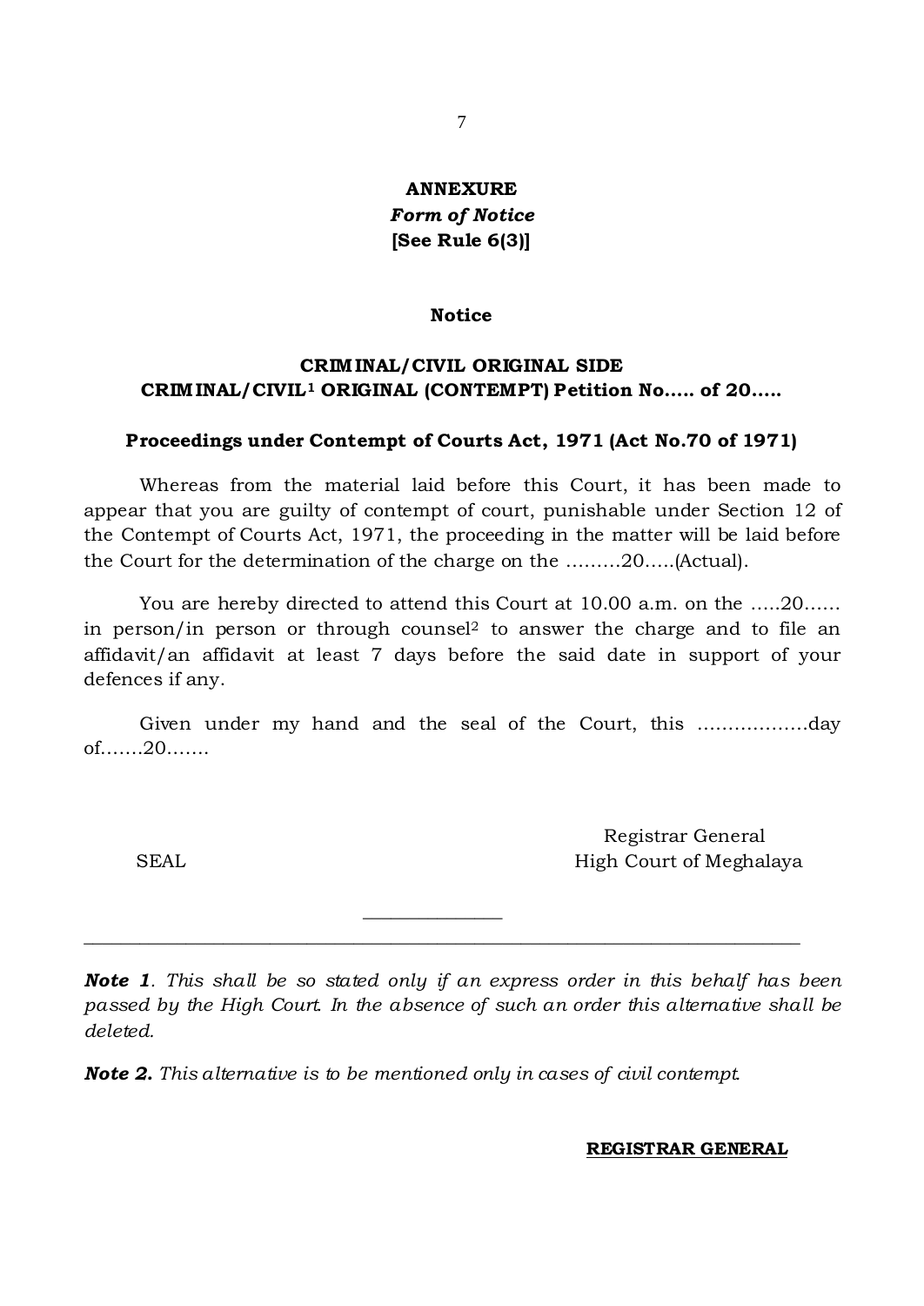**ANNEXURE**

***Form of Notice***

**[See Rule 6(3)]**

**Notice**

**CRIMINAL/CIVIL ORIGINAL SIDE**

**CRIMINAL/CIVIL[1] ORIGINAL (CONTEMPT) Petition No….. of 20…..**

**Proceedings under Contempt of Courts Act, 1971 (Act No.70 of 1971)**

Whereas from the material laid before this Court, it has been made to appear that you are guilty of contempt of court, punishable under Section 12 of the Contempt of Courts Act, 1971, the proceeding in the matter will be laid before the Court for the determination of the charge on the ………20…..(Actual).

You are hereby directed to attend this Court at 10.00 a.m. on the …..20…… in person/in person or through counsel[2] to answer the charge and to file an affidavit/an affidavit at least 7 days before the said date in support of your defences if any.

Given under my hand and the seal of the Court, this ………………day of…….20…….

SEAL

Registrar General
High Court of Meghalaya

---

***Note 1****. This shall be so stated only if an express order in this behalf has been passed by the High Court. In the absence of such an order this alternative shall be deleted.*

***Note 2.*** *This alternative is to be mentioned only in cases of civil contempt.*

**REGISTRAR GENERAL**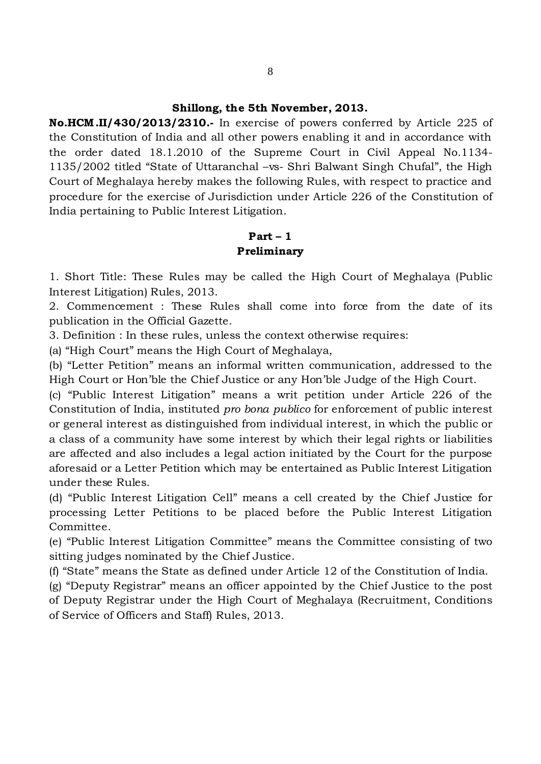**Shillong, the 5th November, 2013.**

**No.HCM.II/430/2013/2310.-** In exercise of powers conferred by Article 225 of the Constitution of India and all other powers enabling it and in accordance with the order dated 18.1.2010 of the Supreme Court in Civil Appeal No.1134-1135/2002 titled "State of Uttaranchal –vs- Shri Balwant Singh Chufal", the High Court of Meghalaya hereby makes the following Rules, with respect to practice and procedure for the exercise of Jurisdiction under Article 226 of the Constitution of India pertaining to Public Interest Litigation.

## Part – 1
## Preliminary

1. Short Title: These Rules may be called the High Court of Meghalaya (Public Interest Litigation) Rules, 2013.

2. Commencement : These Rules shall come into force from the date of its publication in the Official Gazette.

3. Definition : In these rules, unless the context otherwise requires:

(a) "High Court" means the High Court of Meghalaya,

(b) "Letter Petition" means an informal written communication, addressed to the High Court or Hon'ble the Chief Justice or any Hon'ble Judge of the High Court.

(c) "Public Interest Litigation" means a writ petition under Article 226 of the Constitution of India, instituted *pro bona publico* for enforcement of public interest or general interest as distinguished from individual interest, in which the public or a class of a community have some interest by which their legal rights or liabilities are affected and also includes a legal action initiated by the Court for the purpose aforesaid or a Letter Petition which may be entertained as Public Interest Litigation under these Rules.

(d) "Public Interest Litigation Cell" means a cell created by the Chief Justice for processing Letter Petitions to be placed before the Public Interest Litigation Committee.

(e) "Public Interest Litigation Committee" means the Committee consisting of two sitting judges nominated by the Chief Justice.

(f) "State" means the State as defined under Article 12 of the Constitution of India.

(g) "Deputy Registrar" means an officer appointed by the Chief Justice to the post of Deputy Registrar under the High Court of Meghalaya (Recruitment, Conditions of Service of Officers and Staff) Rules, 2013.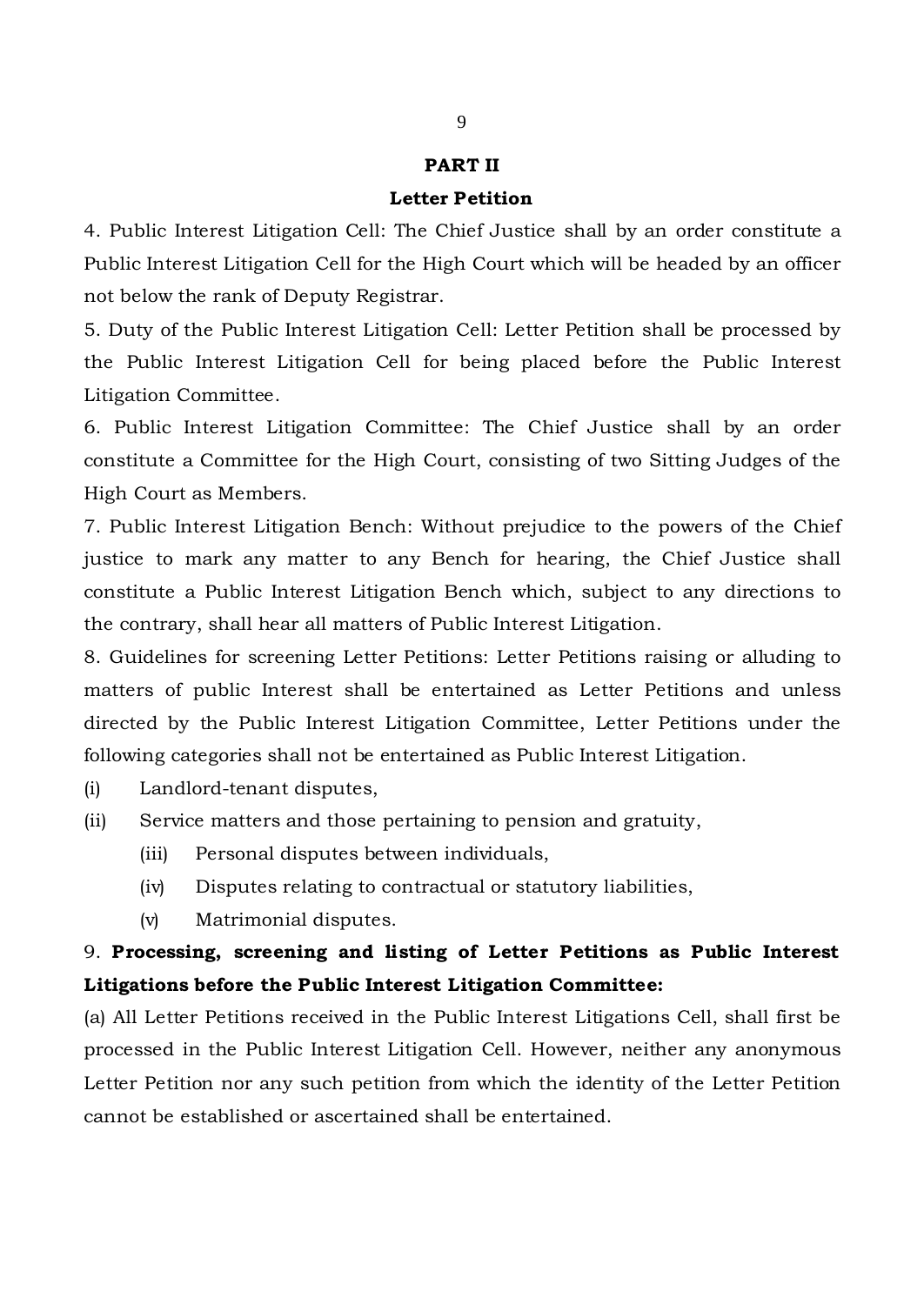## PART II

### Letter Petition

4. Public Interest Litigation Cell: The Chief Justice shall by an order constitute a Public Interest Litigation Cell for the High Court which will be headed by an officer not below the rank of Deputy Registrar.

5. Duty of the Public Interest Litigation Cell: Letter Petition shall be processed by the Public Interest Litigation Cell for being placed before the Public Interest Litigation Committee.

6. Public Interest Litigation Committee: The Chief Justice shall by an order constitute a Committee for the High Court, consisting of two Sitting Judges of the High Court as Members.

7. Public Interest Litigation Bench: Without prejudice to the powers of the Chief justice to mark any matter to any Bench for hearing, the Chief Justice shall constitute a Public Interest Litigation Bench which, subject to any directions to the contrary, shall hear all matters of Public Interest Litigation.

8. Guidelines for screening Letter Petitions: Letter Petitions raising or alluding to matters of public Interest shall be entertained as Letter Petitions and unless directed by the Public Interest Litigation Committee, Letter Petitions under the following categories shall not be entertained as Public Interest Litigation.

(i) Landlord-tenant disputes,

(ii) Service matters and those pertaining to pension and gratuity,

(iii) Personal disputes between individuals,

(iv) Disputes relating to contractual or statutory liabilities,

(v) Matrimonial disputes.

9. **Processing, screening and listing of Letter Petitions as Public Interest Litigations before the Public Interest Litigation Committee:**

(a) All Letter Petitions received in the Public Interest Litigations Cell, shall first be processed in the Public Interest Litigation Cell. However, neither any anonymous Letter Petition nor any such petition from which the identity of the Letter Petition cannot be established or ascertained shall be entertained.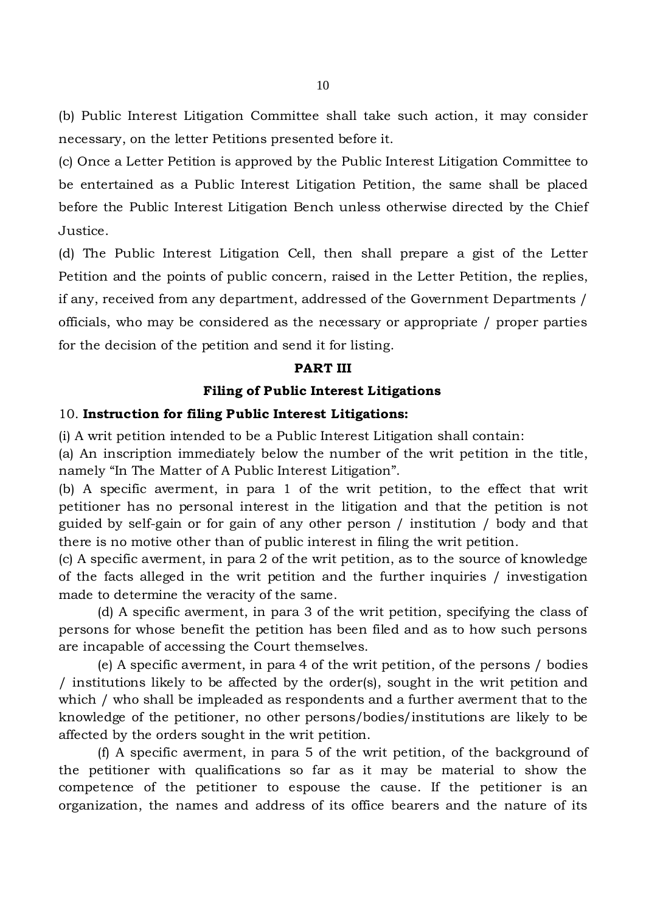(b) Public Interest Litigation Committee shall take such action, it may consider necessary, on the letter Petitions presented before it.

(c) Once a Letter Petition is approved by the Public Interest Litigation Committee to be entertained as a Public Interest Litigation Petition, the same shall be placed before the Public Interest Litigation Bench unless otherwise directed by the Chief Justice.

(d) The Public Interest Litigation Cell, then shall prepare a gist of the Letter Petition and the points of public concern, raised in the Letter Petition, the replies, if any, received from any department, addressed of the Government Departments / officials, who may be considered as the necessary or appropriate / proper parties for the decision of the petition and send it for listing.

## PART III

## Filing of Public Interest Litigations

10. **Instruction for filing Public Interest Litigations:**

(i) A writ petition intended to be a Public Interest Litigation shall contain:

(a) An inscription immediately below the number of the writ petition in the title, namely "In The Matter of A Public Interest Litigation".

(b) A specific averment, in para 1 of the writ petition, to the effect that writ petitioner has no personal interest in the litigation and that the petition is not guided by self-gain or for gain of any other person / institution / body and that there is no motive other than of public interest in filing the writ petition.

(c) A specific averment, in para 2 of the writ petition, as to the source of knowledge of the facts alleged in the writ petition and the further inquiries / investigation made to determine the veracity of the same.

(d) A specific averment, in para 3 of the writ petition, specifying the class of persons for whose benefit the petition has been filed and as to how such persons are incapable of accessing the Court themselves.

(e) A specific averment, in para 4 of the writ petition, of the persons / bodies / institutions likely to be affected by the order(s), sought in the writ petition and which / who shall be impleaded as respondents and a further averment that to the knowledge of the petitioner, no other persons/bodies/institutions are likely to be affected by the orders sought in the writ petition.

(f) A specific averment, in para 5 of the writ petition, of the background of the petitioner with qualifications so far as it may be material to show the competence of the petitioner to espouse the cause. If the petitioner is an organization, the names and address of its office bearers and the nature of its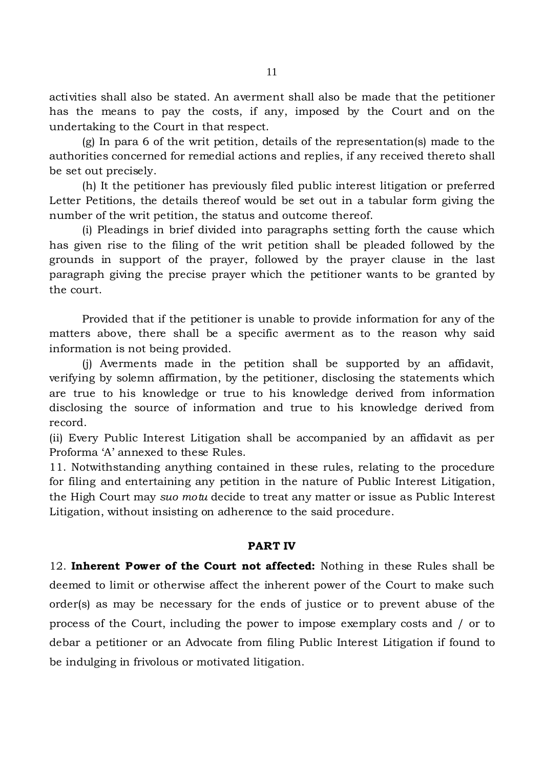activities shall also be stated. An averment shall also be made that the petitioner has the means to pay the costs, if any, imposed by the Court and on the undertaking to the Court in that respect.

(g) In para 6 of the writ petition, details of the representation(s) made to the authorities concerned for remedial actions and replies, if any received thereto shall be set out precisely.

(h) It the petitioner has previously filed public interest litigation or preferred Letter Petitions, the details thereof would be set out in a tabular form giving the number of the writ petition, the status and outcome thereof.

(i) Pleadings in brief divided into paragraphs setting forth the cause which has given rise to the filing of the writ petition shall be pleaded followed by the grounds in support of the prayer, followed by the prayer clause in the last paragraph giving the precise prayer which the petitioner wants to be granted by the court.

Provided that if the petitioner is unable to provide information for any of the matters above, there shall be a specific averment as to the reason why said information is not being provided.

(j) Averments made in the petition shall be supported by an affidavit, verifying by solemn affirmation, by the petitioner, disclosing the statements which are true to his knowledge or true to his knowledge derived from information disclosing the source of information and true to his knowledge derived from record.

(ii) Every Public Interest Litigation shall be accompanied by an affidavit as per Proforma 'A' annexed to these Rules.

11. Notwithstanding anything contained in these rules, relating to the procedure for filing and entertaining any petition in the nature of Public Interest Litigation, the High Court may *suo motu* decide to treat any matter or issue as Public Interest Litigation, without insisting on adherence to the said procedure.

## PART IV

12. **Inherent Power of the Court not affected:** Nothing in these Rules shall be deemed to limit or otherwise affect the inherent power of the Court to make such order(s) as may be necessary for the ends of justice or to prevent abuse of the process of the Court, including the power to impose exemplary costs and / or to debar a petitioner or an Advocate from filing Public Interest Litigation if found to be indulging in frivolous or motivated litigation.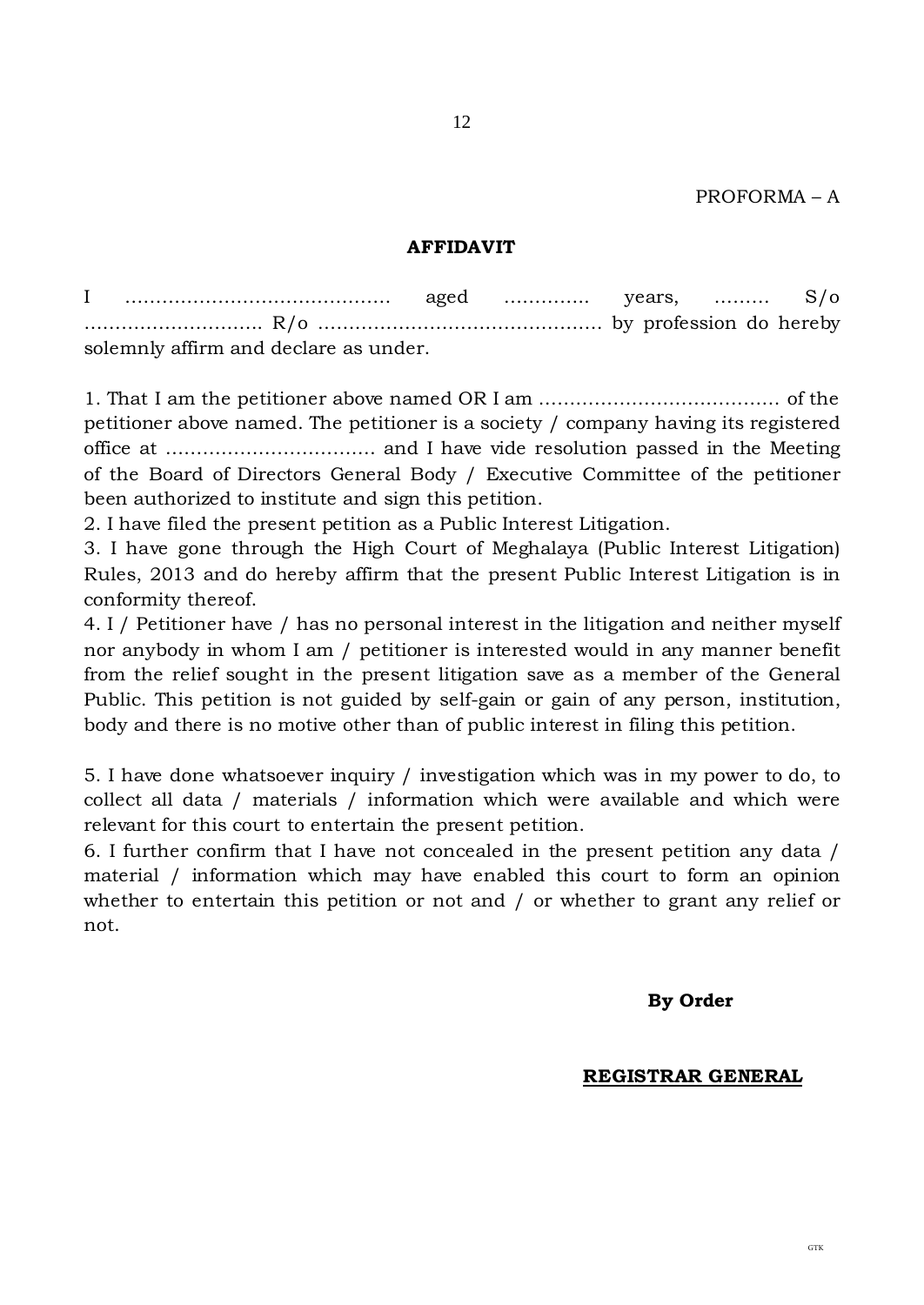PROFORMA – A

**AFFIDAVIT**

I ……………………………………. aged ………….. years, ……… S/o ……………………….. R/o ……………………………………… by profession do hereby solemnly affirm and declare as under.

1. That I am the petitioner above named OR I am ………………………………… of the petitioner above named. The petitioner is a society / company having its registered office at ……………………………. and I have vide resolution passed in the Meeting of the Board of Directors General Body / Executive Committee of the petitioner been authorized to institute and sign this petition.
2. I have filed the present petition as a Public Interest Litigation.
3. I have gone through the High Court of Meghalaya (Public Interest Litigation) Rules, 2013 and do hereby affirm that the present Public Interest Litigation is in conformity thereof.
4. I / Petitioner have / has no personal interest in the litigation and neither myself nor anybody in whom I am / petitioner is interested would in any manner benefit from the relief sought in the present litigation save as a member of the General Public. This petition is not guided by self-gain or gain of any person, institution, body and there is no motive other than of public interest in filing this petition.

5. I have done whatsoever inquiry / investigation which was in my power to do, to collect all data / materials / information which were available and which were relevant for this court to entertain the present petition.
6. I further confirm that I have not concealed in the present petition any data / material / information which may have enabled this court to form an opinion whether to entertain this petition or not and / or whether to grant any relief or not.

**By Order**

**REGISTRAR GENERAL**